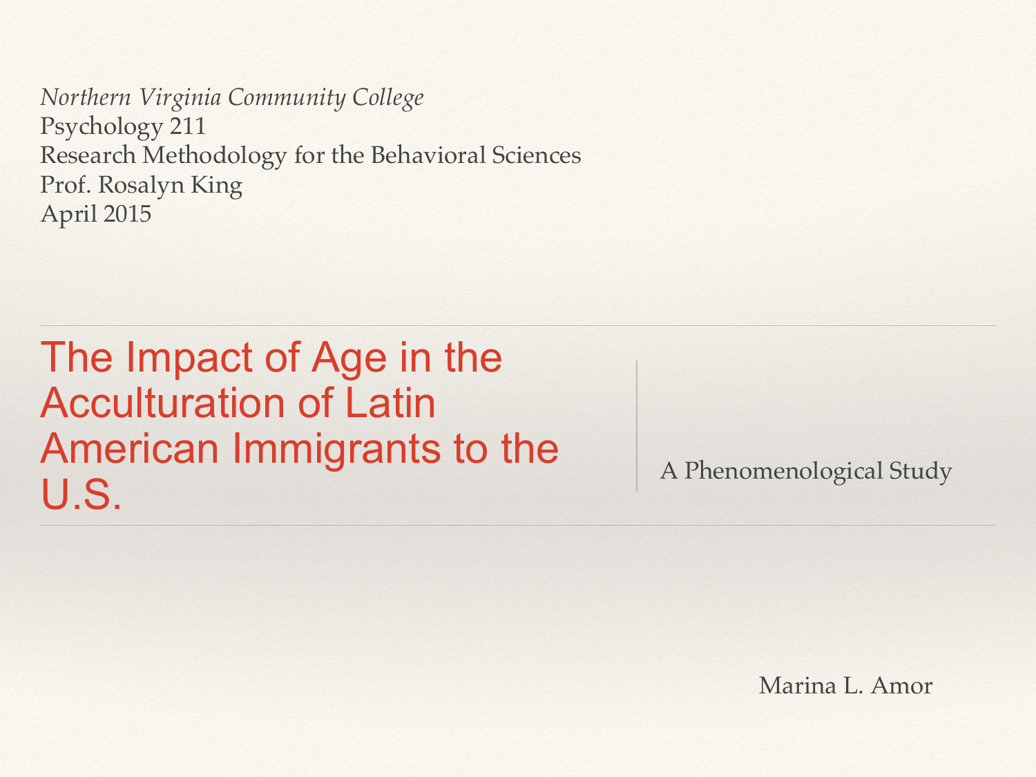*Northern Virginia Community College*
Psychology 211
Research Methodology for the Behavioral Sciences
Prof. Rosalyn King
April 2015

# The Impact of Age in the Acculturation of Latin American Immigrants to the U.S.

A Phenomenological Study

Marina L. Amor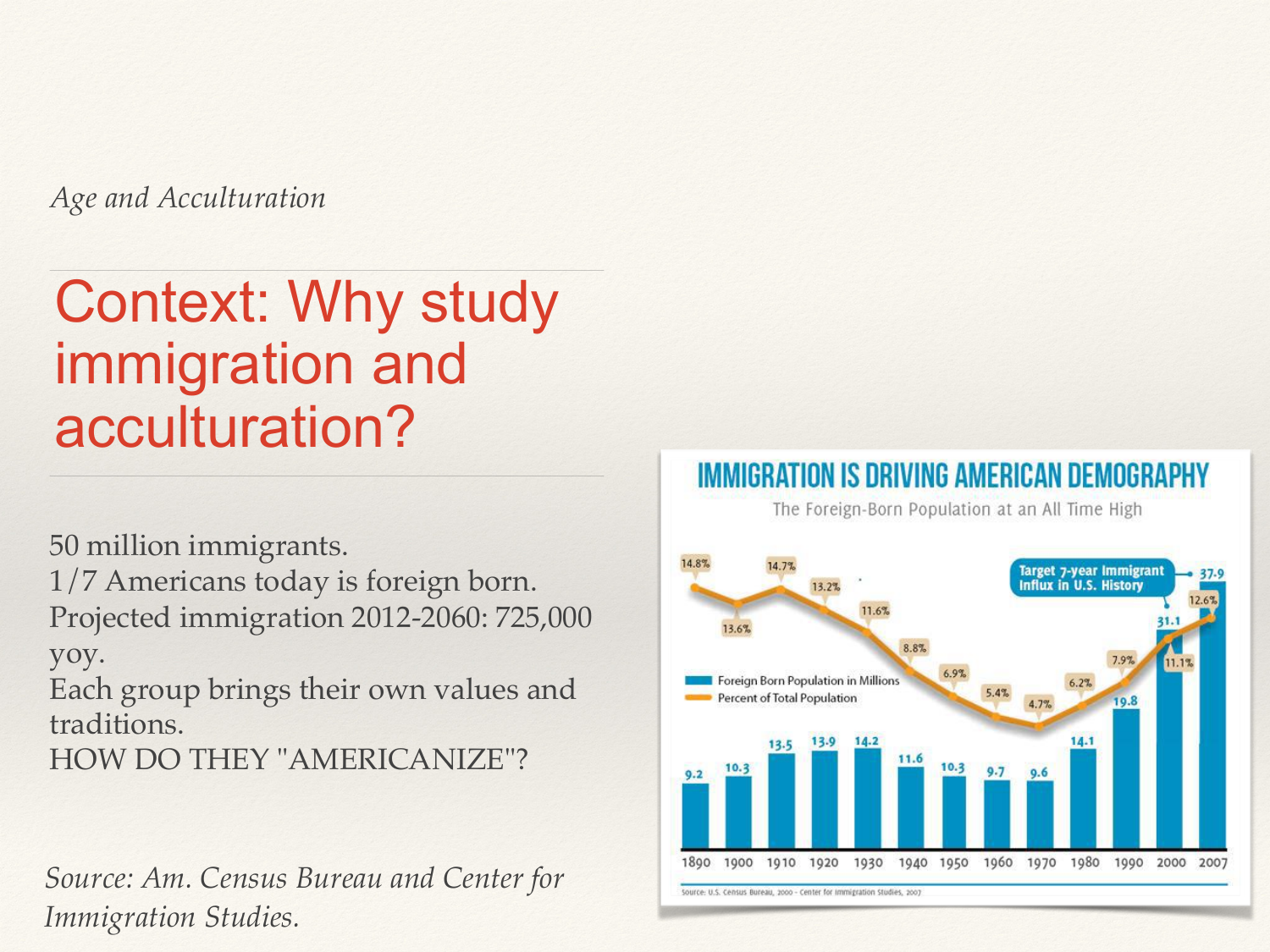*Age and Acculturation*

# Context: Why study immigration and acculturation?

50 million immigrants.
1/7 Americans today is foreign born.
Projected immigration 2012-2060: 725,000 yoy.
Each group brings their own values and traditions.
HOW DO THEY "AMERICANIZE"?

*Source: Am. Census Bureau and Center for Immigration Studies.*

**IMMIGRATION IS DRIVING AMERICAN DEMOGRAPHY**

The Foreign-Born Population at an All Time High

| Year | Foreign Born Population in Millions | Percent of Total Population |
|---|---|---|
| 1890 | 9.2 | 14.8% |
| 1900 | 10.3 | 13.6% |
| 1910 | 13.5 | 14.7% |
| 1920 | 13.9 | 13.2% |
| 1930 | 14.2 | 11.6% |
| 1940 | 11.6 | 8.8% |
| 1950 | 10.3 | 6.9% |
| 1960 | 9.7 | 5.4% |
| 1970 | 9.6 | 4.7% |
| 1980 | 14.1 | 6.2% |
| 1990 | 19.8 | 7.9% |
| 2000 | 31.1 | 11.1% |
| 2007 | 37.9 | 12.6% |

Target 7-year Immigrant Influx in U.S. History

Source: U.S. Census Bureau, 2000 - Center for Immigration Studies, 2007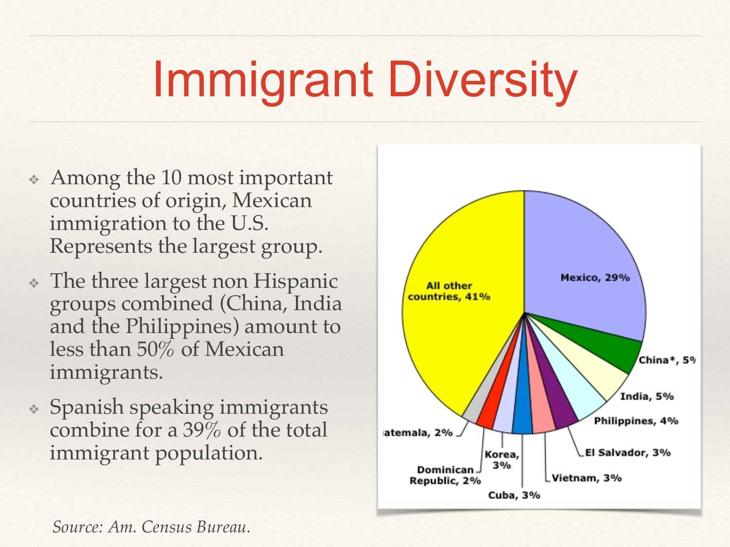# Immigrant Diversity

- Among the 10 most important countries of origin, Mexican immigration to the U.S. Represents the largest group.
- The three largest non Hispanic groups combined (China, India and the Philippines) amount to less than 50% of Mexican immigrants.
- Spanish speaking immigrants combine for a 39% of the total immigrant population.

Mexico, 29%
China*, 5%
India, 5%
Philippines, 4%
El Salvador, 3%
Vietnam, 3%
Cuba, 3%
Korea, 3%
Dominican Republic, 2%
Guatemala, 2%
All other countries, 41%

*Source: Am. Census Bureau.*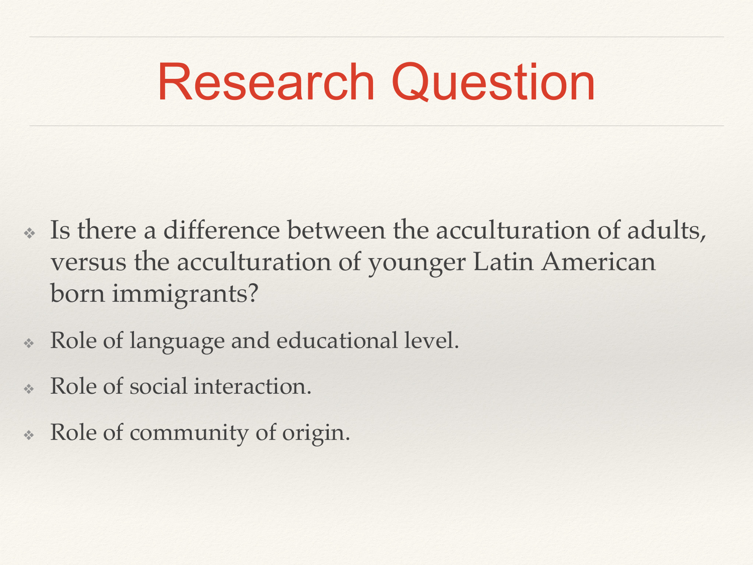# Research Question

- Is there a difference between the acculturation of adults, versus the acculturation of younger Latin American born immigrants?
- Role of language and educational level.
- Role of social interaction.
- Role of community of origin.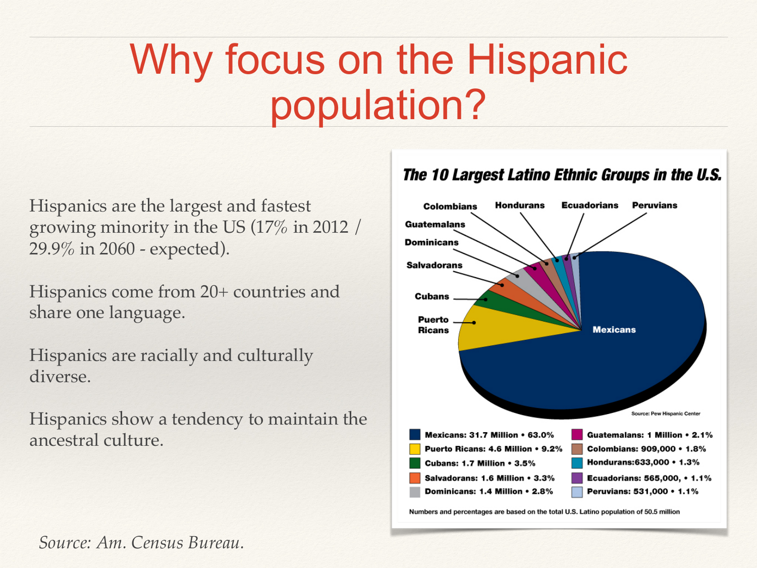# Why focus on the Hispanic population?

Hispanics are the largest and fastest growing minority in the US (17% in 2012 / 29.9% in 2060 - expected).

Hispanics come from 20+ countries and share one language.

Hispanics are racially and culturally diverse.

Hispanics show a tendency to maintain the ancestral culture.

**The 10 Largest Latino Ethnic Groups in the U.S.**

| Group | Population | Share |
| --- | --- | --- |
| Mexicans | 31.7 Million | 63.0% |
| Puerto Ricans | 4.6 Million | 9.2% |
| Cubans | 1.7 Million | 3.5% |
| Salvadorans | 1.6 Million | 3.3% |
| Dominicans | 1.4 Million | 2.8% |
| Guatemalans | 1 Million | 2.1% |
| Colombians | 909,000 | 1.8% |
| Hondurans | 633,000 | 1.3% |
| Ecuadorians | 565,000 | 1.1% |
| Peruvians | 531,000 | 1.1% |

Source: Pew Hispanic Center

Numbers and percentages are based on the total U.S. Latino population of 50.5 million

*Source: Am. Census Bureau.*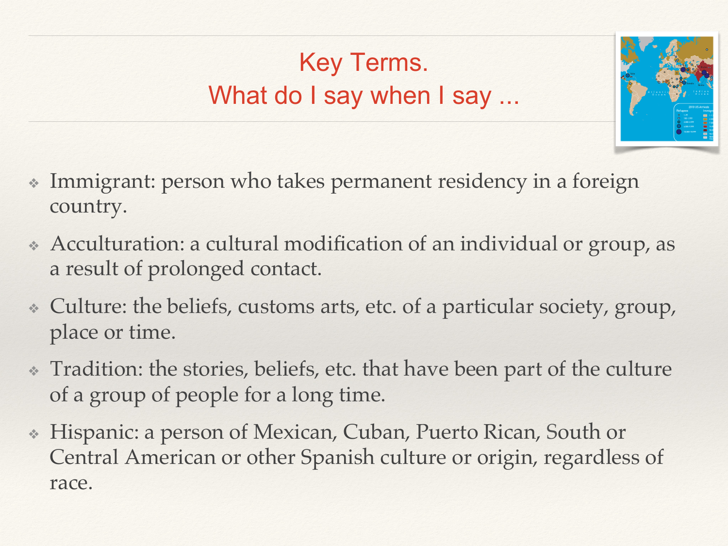## Key Terms.
## What do I say when I say ...

- Immigrant: person who takes permanent residency in a foreign country.
- Acculturation: a cultural modification of an individual or group, as a result of prolonged contact.
- Culture: the beliefs, customs arts, etc. of a particular society, group, place or time.
- Tradition: the stories, beliefs, etc. that have been part of the culture of a group of people for a long time.
- Hispanic: a person of Mexican, Cuban, Puerto Rican, South or Central American or other Spanish culture or origin, regardless of race.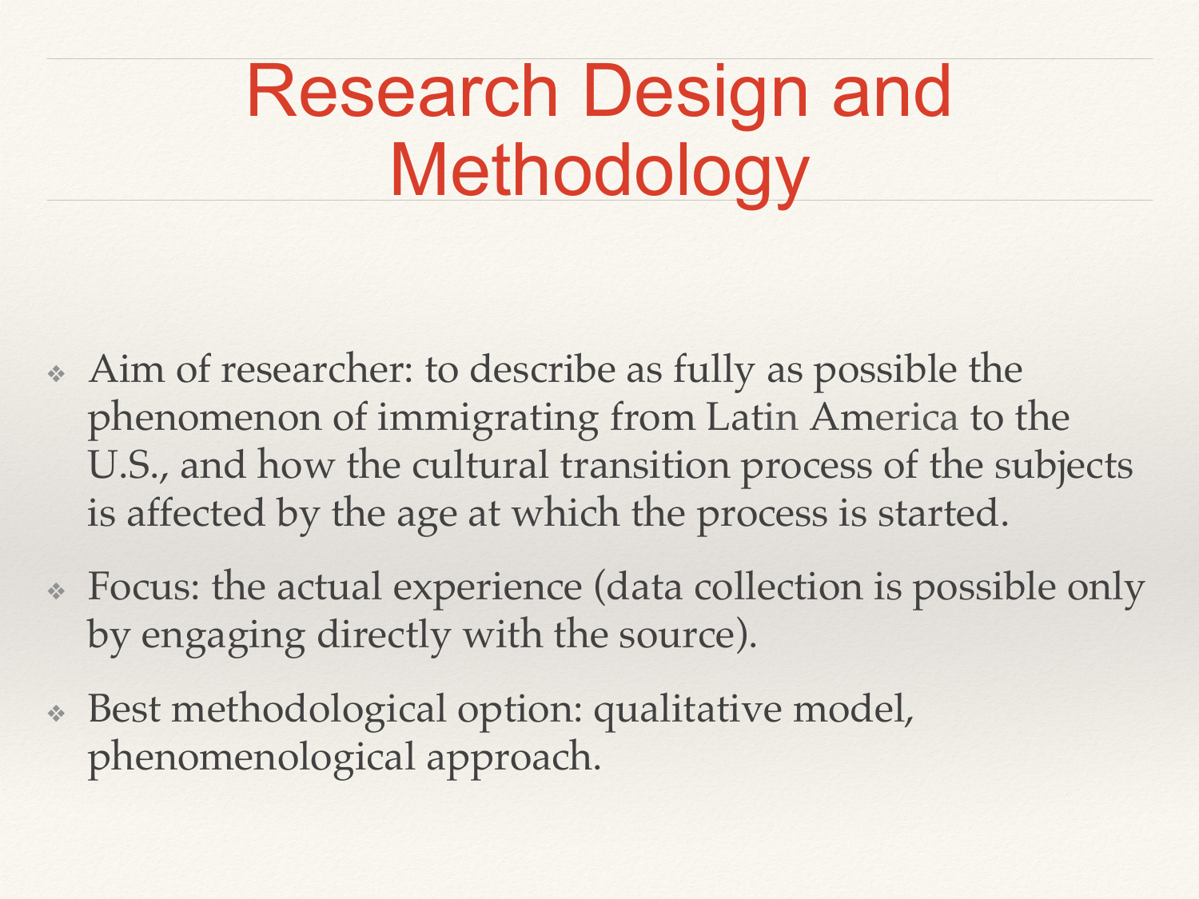# Research Design and Methodology

- Aim of researcher: to describe as fully as possible the phenomenon of immigrating from Latin America to the U.S., and how the cultural transition process of the subjects is affected by the age at which the process is started.
- Focus: the actual experience (data collection is possible only by engaging directly with the source).
- Best methodological option: qualitative model, phenomenological approach.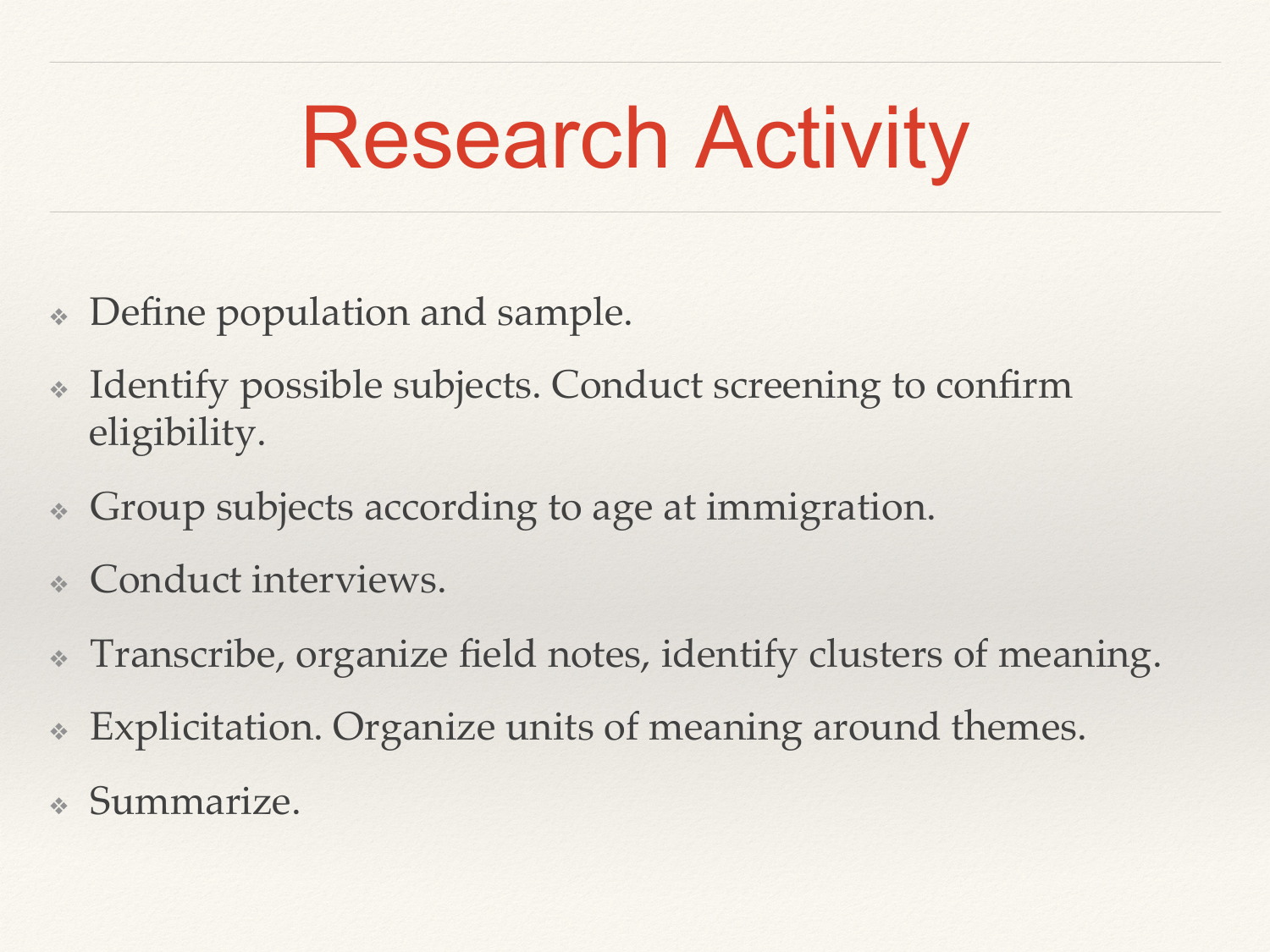# Research Activity

- Define population and sample.
- Identify possible subjects. Conduct screening to confirm eligibility.
- Group subjects according to age at immigration.
- Conduct interviews.
- Transcribe, organize field notes, identify clusters of meaning.
- Explicitation. Organize units of meaning around themes.
- Summarize.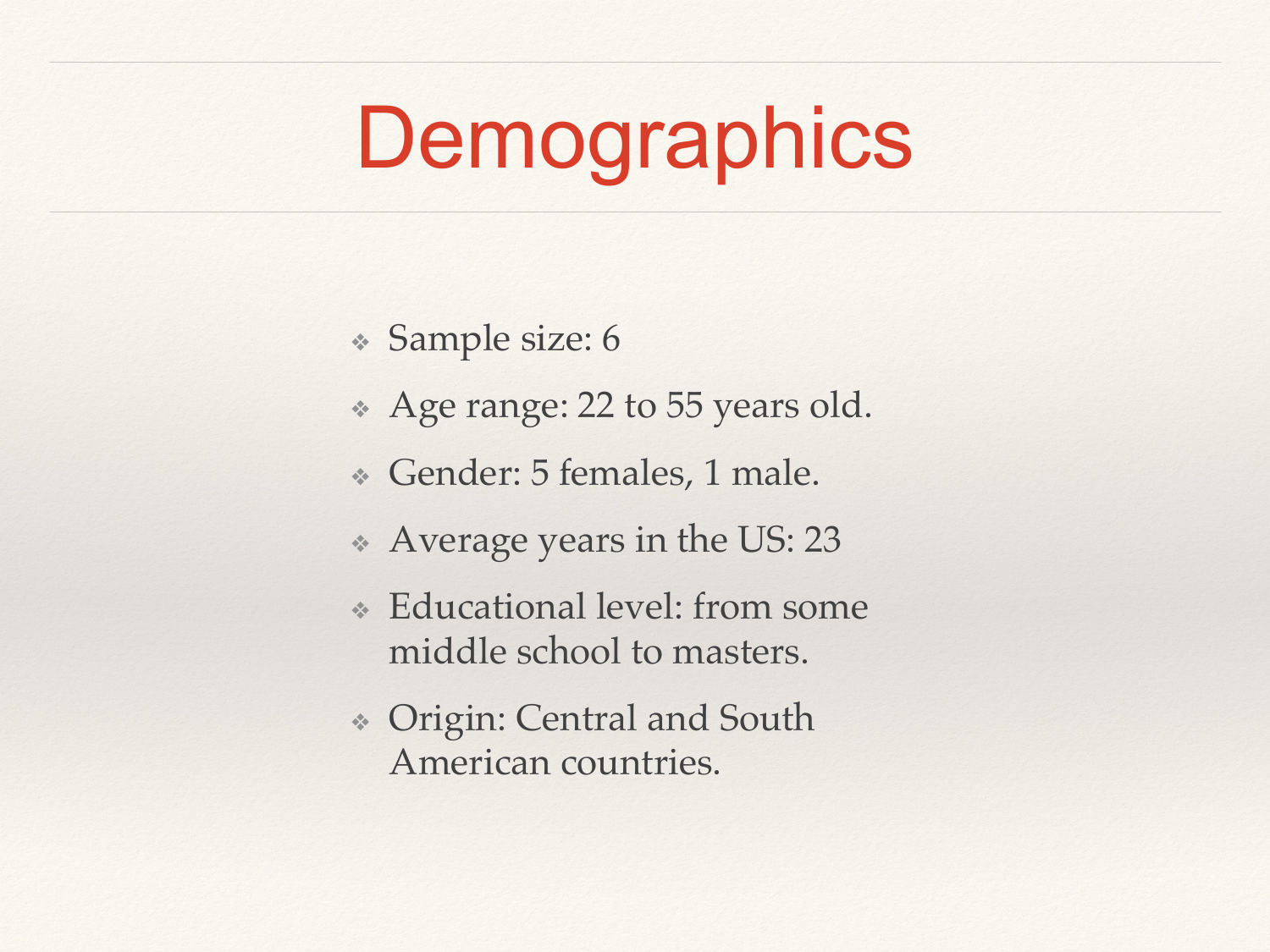# Demographics

- Sample size: 6
- Age range: 22 to 55 years old.
- Gender: 5 females, 1 male.
- Average years in the US: 23
- Educational level: from some middle school to masters.
- Origin: Central and South American countries.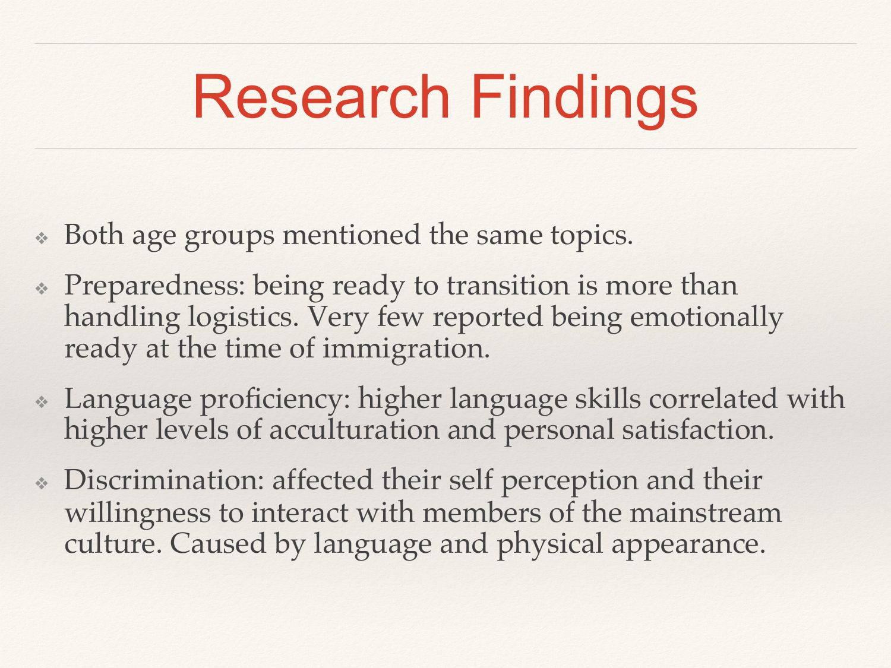# Research Findings

- Both age groups mentioned the same topics.
- Preparedness: being ready to transition is more than handling logistics. Very few reported being emotionally ready at the time of immigration.
- Language proficiency: higher language skills correlated with higher levels of acculturation and personal satisfaction.
- Discrimination: affected their self perception and their willingness to interact with members of the mainstream culture. Caused by language and physical appearance.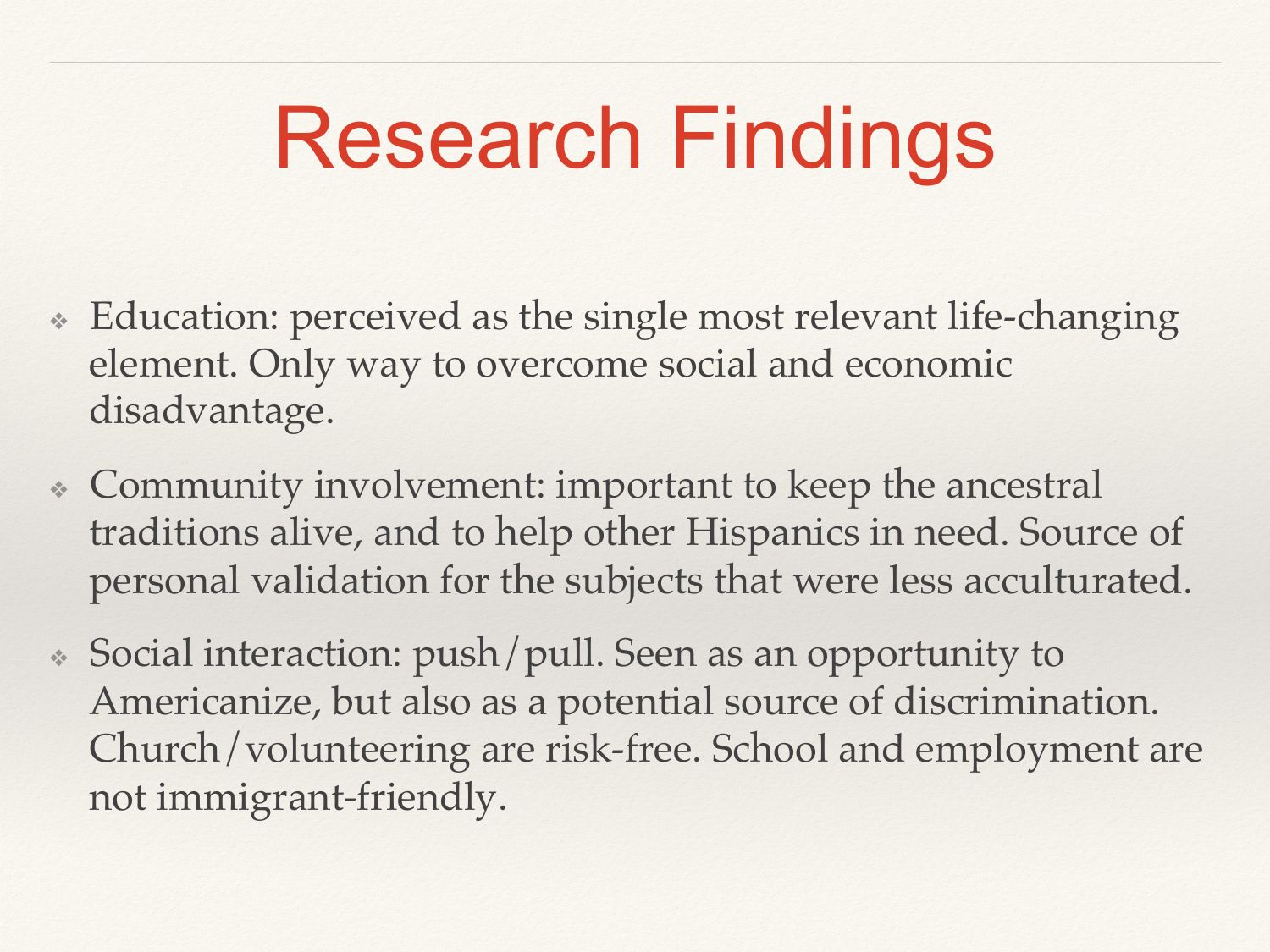# Research Findings

- Education: perceived as the single most relevant life-changing element. Only way to overcome social and economic disadvantage.
- Community involvement: important to keep the ancestral traditions alive, and to help other Hispanics in need. Source of personal validation for the subjects that were less acculturated.
- Social interaction: push/pull. Seen as an opportunity to Americanize, but also as a potential source of discrimination. Church/volunteering are risk-free. School and employment are not immigrant-friendly.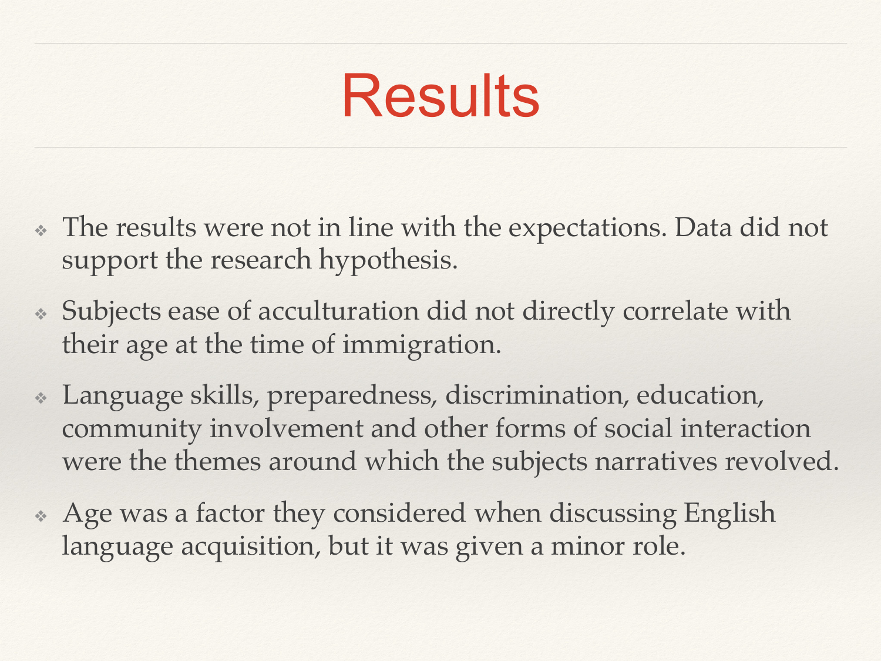# Results

- The results were not in line with the expectations. Data did not support the research hypothesis.
- Subjects ease of acculturation did not directly correlate with their age at the time of immigration.
- Language skills, preparedness, discrimination, education, community involvement and other forms of social interaction were the themes around which the subjects narratives revolved.
- Age was a factor they considered when discussing English language acquisition, but it was given a minor role.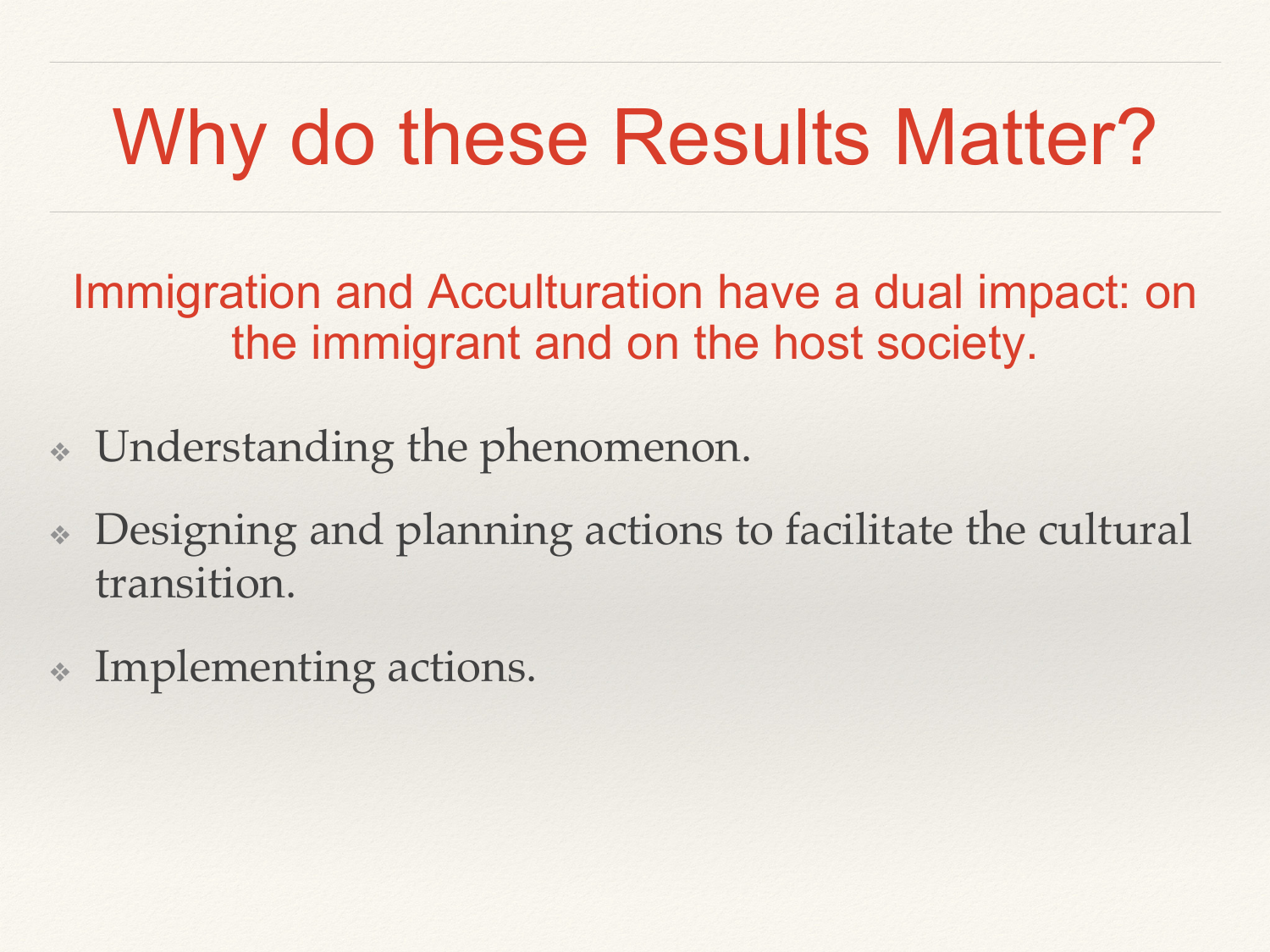# Why do these Results Matter?

Immigration and Acculturation have a dual impact: on the immigrant and on the host society.

- Understanding the phenomenon.
- Designing and planning actions to facilitate the cultural transition.
- Implementing actions.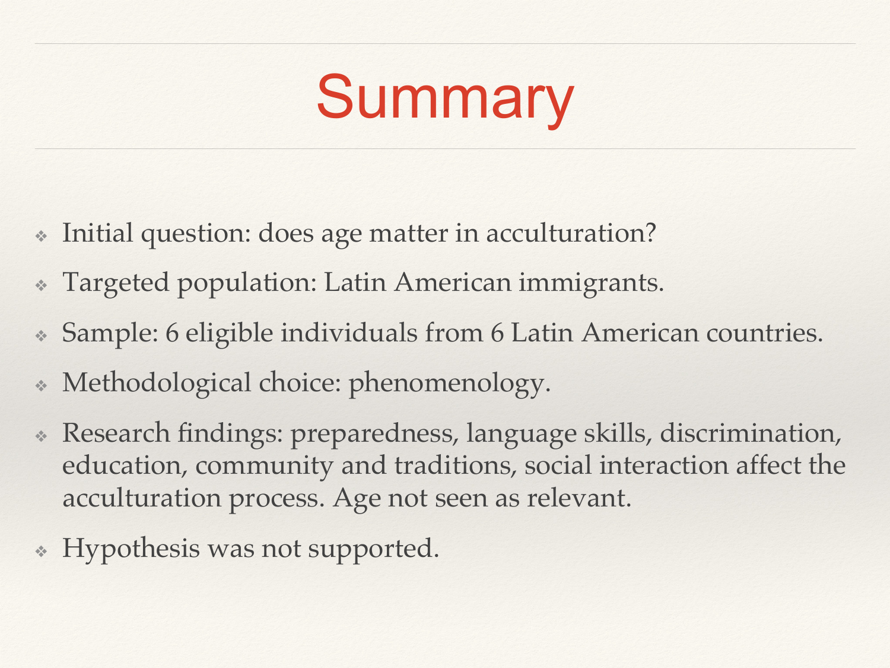# Summary

- Initial question: does age matter in acculturation?
- Targeted population: Latin American immigrants.
- Sample: 6 eligible individuals from 6 Latin American countries.
- Methodological choice: phenomenology.
- Research findings: preparedness, language skills, discrimination, education, community and traditions, social interaction affect the acculturation process. Age not seen as relevant.
- Hypothesis was not supported.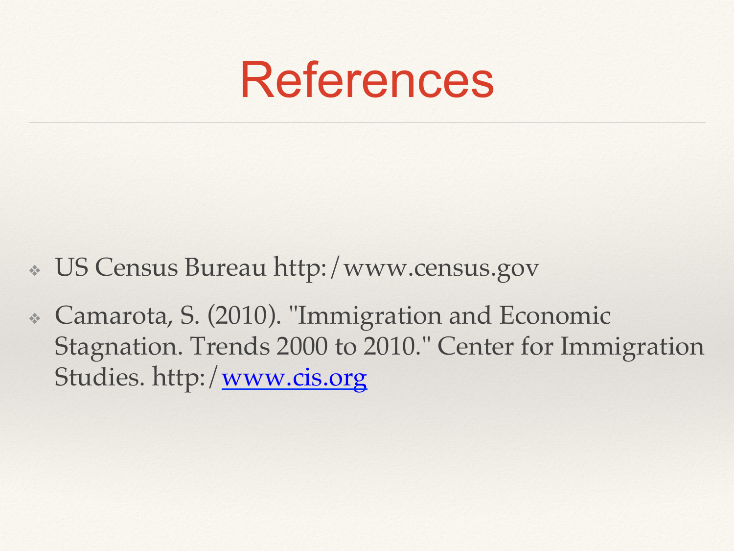# References

- US Census Bureau http:/www.census.gov
- Camarota, S. (2010). "Immigration and Economic Stagnation. Trends 2000 to 2010." Center for Immigration Studies. http:/www.cis.org